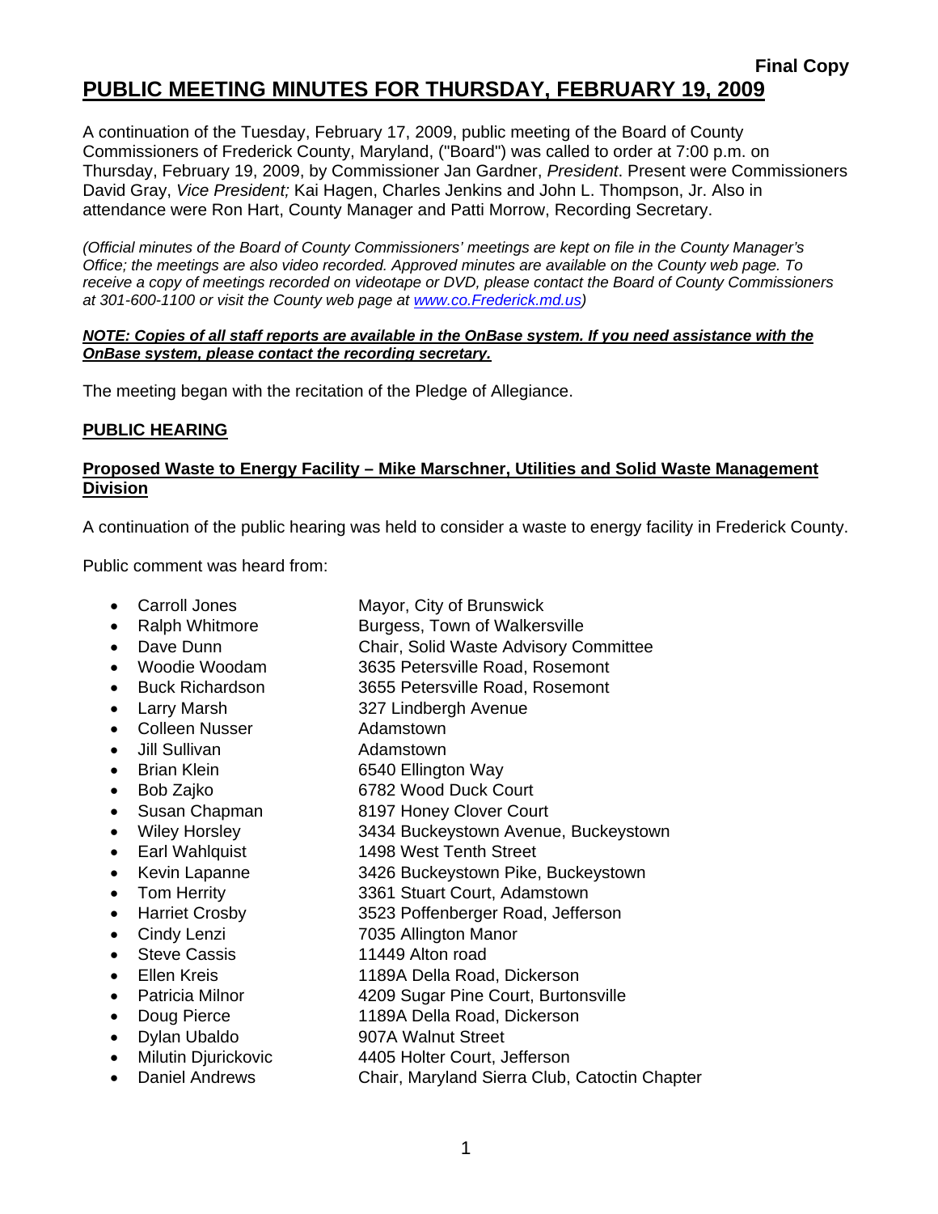**Final Copy**

# PUBLIC MEETING MINUTES FOR THURSDAY, FEBRUARY 19, 2009

A continuation of the Tuesday, February 17, 2009, public meeting of the Board of County Commissioners of Frederick County, Maryland, ("Board") was called to order at 7:00 p.m. on Thursday, February 19, 2009, by Commissioner Jan Gardner, *President*. Present were Commissioners David Gray, *Vice President;* Kai Hagen, Charles Jenkins and John L. Thompson, Jr. Also in attendance were Ron Hart, County Manager and Patti Morrow, Recording Secretary.

*(Official minutes of the Board of County Commissioners' meetings are kept on file in the County Manager's Office; the meetings are also video recorded. Approved minutes are available on the County web page. To receive a copy of meetings recorded on videotape or DVD, please contact the Board of County Commissioners at 301-600-1100 or visit the County web page at www.co.Frederick.md.us)*

***NOTE: Copies of all staff reports are available in the OnBase system. If you need assistance with the OnBase system, please contact the recording secretary.***

The meeting began with the recitation of the Pledge of Allegiance.

## PUBLIC HEARING

### Proposed Waste to Energy Facility – Mike Marschner, Utilities and Solid Waste Management Division

A continuation of the public hearing was held to consider a waste to energy facility in Frederick County.

Public comment was heard from:

- Carroll Jones — Mayor, City of Brunswick
- Ralph Whitmore — Burgess, Town of Walkersville
- Dave Dunn — Chair, Solid Waste Advisory Committee
- Woodie Woodam — 3635 Petersville Road, Rosemont
- Buck Richardson — 3655 Petersville Road, Rosemont
- Larry Marsh — 327 Lindbergh Avenue
- Colleen Nusser — Adamstown
- Jill Sullivan — Adamstown
- Brian Klein — 6540 Ellington Way
- Bob Zajko — 6782 Wood Duck Court
- Susan Chapman — 8197 Honey Clover Court
- Wiley Horsley — 3434 Buckeystown Avenue, Buckeystown
- Earl Wahlquist — 1498 West Tenth Street
- Kevin Lapanne — 3426 Buckeystown Pike, Buckeystown
- Tom Herrity — 3361 Stuart Court, Adamstown
- Harriet Crosby — 3523 Poffenberger Road, Jefferson
- Cindy Lenzi — 7035 Allington Manor
- Steve Cassis — 11449 Alton road
- Ellen Kreis — 1189A Della Road, Dickerson
- Patricia Milnor — 4209 Sugar Pine Court, Burtonsville
- Doug Pierce — 1189A Della Road, Dickerson
- Dylan Ubaldo — 907A Walnut Street
- Milutin Djurickovic — 4405 Holter Court, Jefferson
- Daniel Andrews — Chair, Maryland Sierra Club, Catoctin Chapter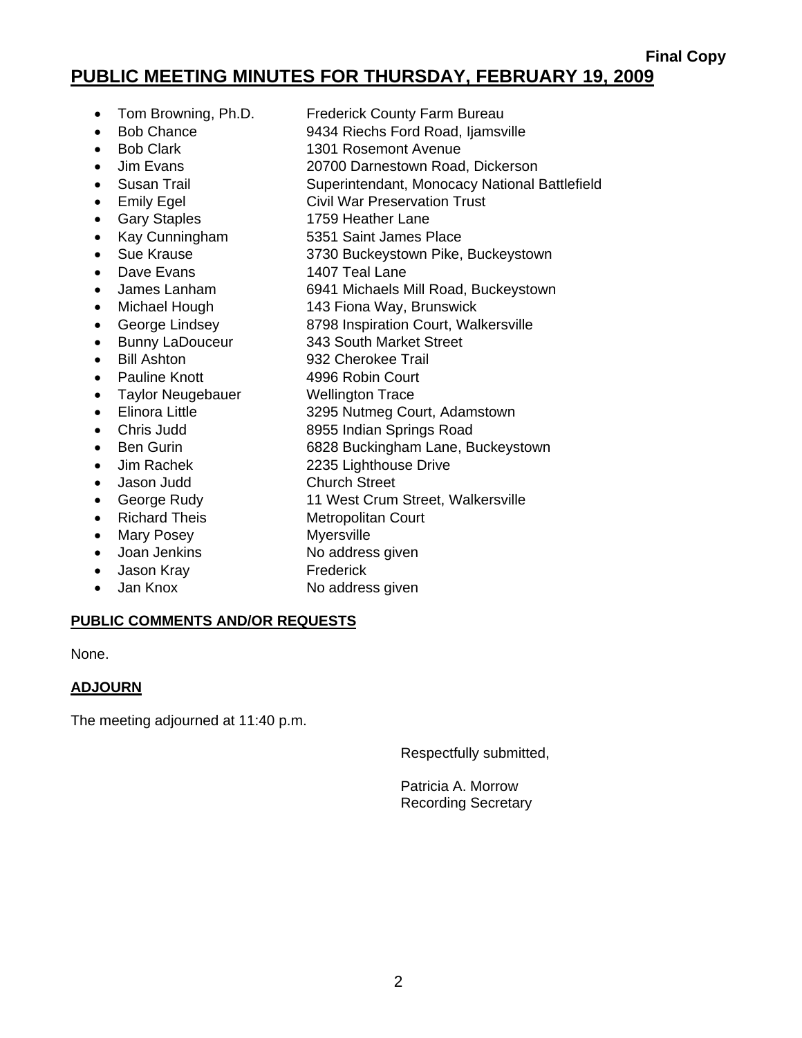**Final Copy**

# PUBLIC MEETING MINUTES FOR THURSDAY, FEBRUARY 19, 2009

- Tom Browning, Ph.D. Frederick County Farm Bureau
- Bob Chance 9434 Riechs Ford Road, Ijamsville
- Bob Clark 1301 Rosemont Avenue
- Jim Evans 20700 Darnestown Road, Dickerson
- Susan Trail Superintendant, Monocacy National Battlefield
- Emily Egel Civil War Preservation Trust
- Gary Staples 1759 Heather Lane
- Kay Cunningham 5351 Saint James Place
- Sue Krause 3730 Buckeystown Pike, Buckeystown
- Dave Evans 1407 Teal Lane
- James Lanham 6941 Michaels Mill Road, Buckeystown
- Michael Hough 143 Fiona Way, Brunswick
- George Lindsey 8798 Inspiration Court, Walkersville
- Bunny LaDouceur 343 South Market Street
- Bill Ashton 932 Cherokee Trail
- Pauline Knott 4996 Robin Court
- Taylor Neugebauer Wellington Trace
- Elinora Little 3295 Nutmeg Court, Adamstown
- Chris Judd 8955 Indian Springs Road
- Ben Gurin 6828 Buckingham Lane, Buckeystown
- Jim Rachek 2235 Lighthouse Drive
- Jason Judd Church Street
- George Rudy 11 West Crum Street, Walkersville
- Richard Theis Metropolitan Court
- Mary Posey Myersville
- Joan Jenkins No address given
- Jason Kray Frederick
- Jan Knox No address given

**PUBLIC COMMENTS AND/OR REQUESTS**

None.

**ADJOURN**

The meeting adjourned at 11:40 p.m.

Respectfully submitted,

Patricia A. Morrow
Recording Secretary